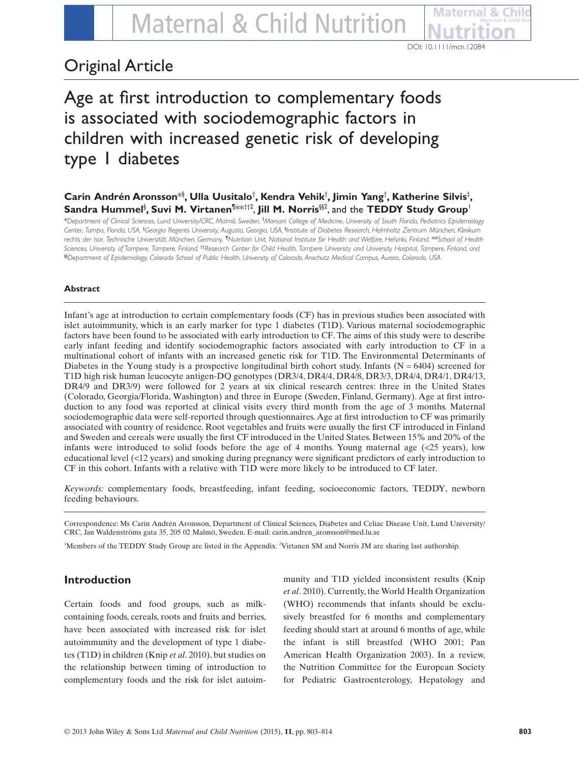Original Article

# Age at first introduction to complementary foods is associated with sociodemographic factors in children with increased genetic risk of developing type 1 diabetes

**Carin Andrén Aronsson**[*§], **Ulla Uusitalo**[†], **Kendra Vehik**[†], **Jimin Yang**[†], **Katherine Silvis**[‡], **Sandra Hummel**[§], **Suvi M. Virtanen**[¶**††2], **Jill M. Norris**[§§2], and the **TEDDY Study Group**[1]

*Department of Clinical Sciences, Lund University/CRC, Malmö, Sweden, †Morsani College of Medicine, University of South Florida, Pediatrics Epidemiology Center, Tampa, Florida, USA, ‡Georgia Regents University, Augusta, Georgia, USA, §Institute of Diabetes Research, Helmholtz Zentrum München, Klinikum rechts der Isar, Technische Universität, München, Germany, ¶Nutrition Unit, National Institute for Health and Welfare, Helsinki, Finland, **School of Health Sciences, University of Tampere, Tampere, Finland, ††Research Center for Child Health, Tampere University and University Hospital, Tampere, Finland, and §§Department of Epidemiology, Colorado School of Public Health, University of Colorado, Anschutz Medical Campus, Aurora, Colorado, USA

## Abstract

Infant's age at introduction to certain complementary foods (CF) has in previous studies been associated with islet autoimmunity, which is an early marker for type 1 diabetes (T1D). Various maternal sociodemographic factors have been found to be associated with early introduction to CF. The aims of this study were to describe early infant feeding and identify sociodemographic factors associated with early introduction to CF in a multinational cohort of infants with an increased genetic risk for T1D. The Environmental Determinants of Diabetes in the Young study is a prospective longitudinal birth cohort study. Infants (N = 6404) screened for T1D high risk human leucocyte antigen-DQ genotypes (DR3/4, DR4/4, DR4/8, DR3/3, DR4/4, DR4/1, DR4/13, DR4/9 and DR3/9) were followed for 2 years at six clinical research centres: three in the United States (Colorado, Georgia/Florida, Washington) and three in Europe (Sweden, Finland, Germany). Age at first introduction to any food was reported at clinical visits every third month from the age of 3 months. Maternal sociodemographic data were self-reported through questionnaires. Age at first introduction to CF was primarily associated with country of residence. Root vegetables and fruits were usually the first CF introduced in Finland and Sweden and cereals were usually the first CF introduced in the United States. Between 15% and 20% of the infants were introduced to solid foods before the age of 4 months. Young maternal age (<25 years), low educational level (<12 years) and smoking during pregnancy were significant predictors of early introduction to CF in this cohort. Infants with a relative with T1D were more likely to be introduced to CF later.

*Keywords:* complementary foods, breastfeeding, infant feeding, socioeconomic factors, TEDDY, newborn feeding behaviours.

Correspondence: Ms Carin Andrén Aronsson, Department of Clinical Sciences, Diabetes and Celiac Disease Unit, Lund University/CRC, Jan Waldenströms gata 35, 205 02 Malmö, Sweden. E-mail: carin.andren_aronsson@med.lu.se

[1]Members of the TEDDY Study Group are listed in the Appendix. [2]Virtanen SM and Norris JM are sharing last authorship.

## Introduction

Certain foods and food groups, such as milk-containing foods, cereals, roots and fruits and berries, have been associated with increased risk for islet autoimmunity and the development of type 1 diabetes (T1D) in children (Knip *et al*. 2010), but studies on the relationship between timing of introduction to complementary foods and the risk for islet autoimmunity and T1D yielded inconsistent results (Knip *et al*. 2010). Currently, the World Health Organization (WHO) recommends that infants should be exclusively breastfed for 6 months and complementary feeding should start at around 6 months of age, while the infant is still breastfed (WHO 2001; Pan American Health Organization 2003). In a review, the Nutrition Committee for the European Society for Pediatric Gastroenterology, Hepatology and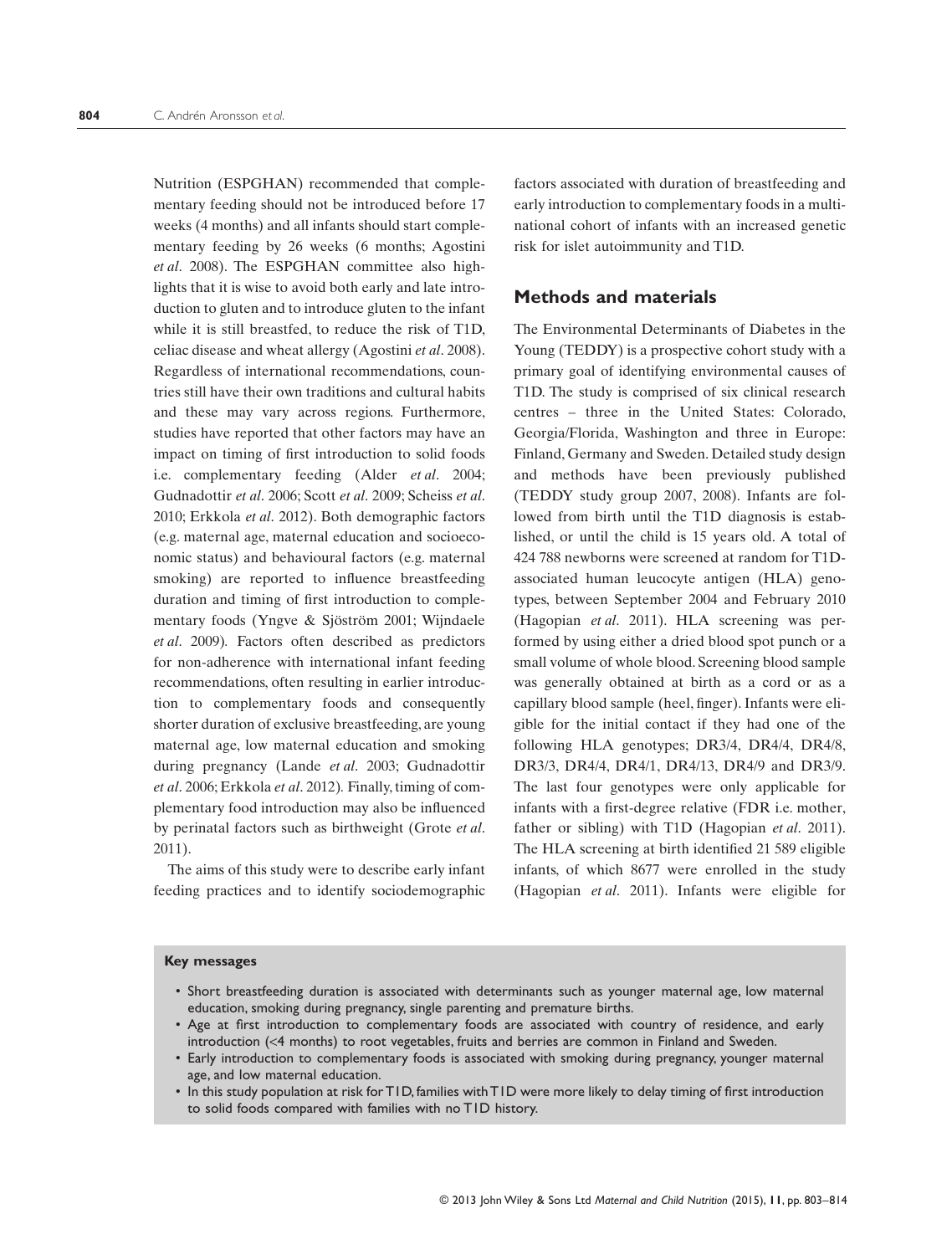Nutrition (ESPGHAN) recommended that complementary feeding should not be introduced before 17 weeks (4 months) and all infants should start complementary feeding by 26 weeks (6 months; Agostini *et al*. 2008). The ESPGHAN committee also highlights that it is wise to avoid both early and late introduction to gluten and to introduce gluten to the infant while it is still breastfed, to reduce the risk of T1D, celiac disease and wheat allergy (Agostini *et al*. 2008). Regardless of international recommendations, countries still have their own traditions and cultural habits and these may vary across regions. Furthermore, studies have reported that other factors may have an impact on timing of first introduction to solid foods i.e. complementary feeding (Alder *et al*. 2004; Gudnadottir *et al*. 2006; Scott *et al*. 2009; Scheiss *et al*. 2010; Erkkola *et al*. 2012). Both demographic factors (e.g. maternal age, maternal education and socioeconomic status) and behavioural factors (e.g. maternal smoking) are reported to influence breastfeeding duration and timing of first introduction to complementary foods (Yngve & Sjöström 2001; Wijndaele *et al*. 2009). Factors often described as predictors for non-adherence with international infant feeding recommendations, often resulting in earlier introduction to complementary foods and consequently shorter duration of exclusive breastfeeding, are young maternal age, low maternal education and smoking during pregnancy (Lande *et al*. 2003; Gudnadottir *et al*. 2006; Erkkola *et al*. 2012). Finally, timing of complementary food introduction may also be influenced by perinatal factors such as birthweight (Grote *et al*. 2011).

The aims of this study were to describe early infant feeding practices and to identify sociodemographic factors associated with duration of breastfeeding and early introduction to complementary foods in a multinational cohort of infants with an increased genetic risk for islet autoimmunity and T1D.

## Methods and materials

The Environmental Determinants of Diabetes in the Young (TEDDY) is a prospective cohort study with a primary goal of identifying environmental causes of T1D. The study is comprised of six clinical research centres – three in the United States: Colorado, Georgia/Florida, Washington and three in Europe: Finland, Germany and Sweden. Detailed study design and methods have been previously published (TEDDY study group 2007, 2008). Infants are followed from birth until the T1D diagnosis is established, or until the child is 15 years old. A total of 424 788 newborns were screened at random for T1D-associated human leucocyte antigen (HLA) genotypes, between September 2004 and February 2010 (Hagopian *et al*. 2011). HLA screening was performed by using either a dried blood spot punch or a small volume of whole blood. Screening blood sample was generally obtained at birth as a cord or as a capillary blood sample (heel, finger). Infants were eligible for the initial contact if they had one of the following HLA genotypes; DR3/4, DR4/4, DR4/8, DR3/3, DR4/4, DR4/1, DR4/13, DR4/9 and DR3/9. The last four genotypes were only applicable for infants with a first-degree relative (FDR i.e. mother, father or sibling) with T1D (Hagopian *et al*. 2011). The HLA screening at birth identified 21 589 eligible infants, of which 8677 were enrolled in the study (Hagopian *et al*. 2011). Infants were eligible for

**Key messages**

- Short breastfeeding duration is associated with determinants such as younger maternal age, low maternal education, smoking during pregnancy, single parenting and premature births.
- Age at first introduction to complementary foods are associated with country of residence, and early introduction (<4 months) to root vegetables, fruits and berries are common in Finland and Sweden.
- Early introduction to complementary foods is associated with smoking during pregnancy, younger maternal age, and low maternal education.
- In this study population at risk for T1D, families with T1D were more likely to delay timing of first introduction to solid foods compared with families with no T1D history.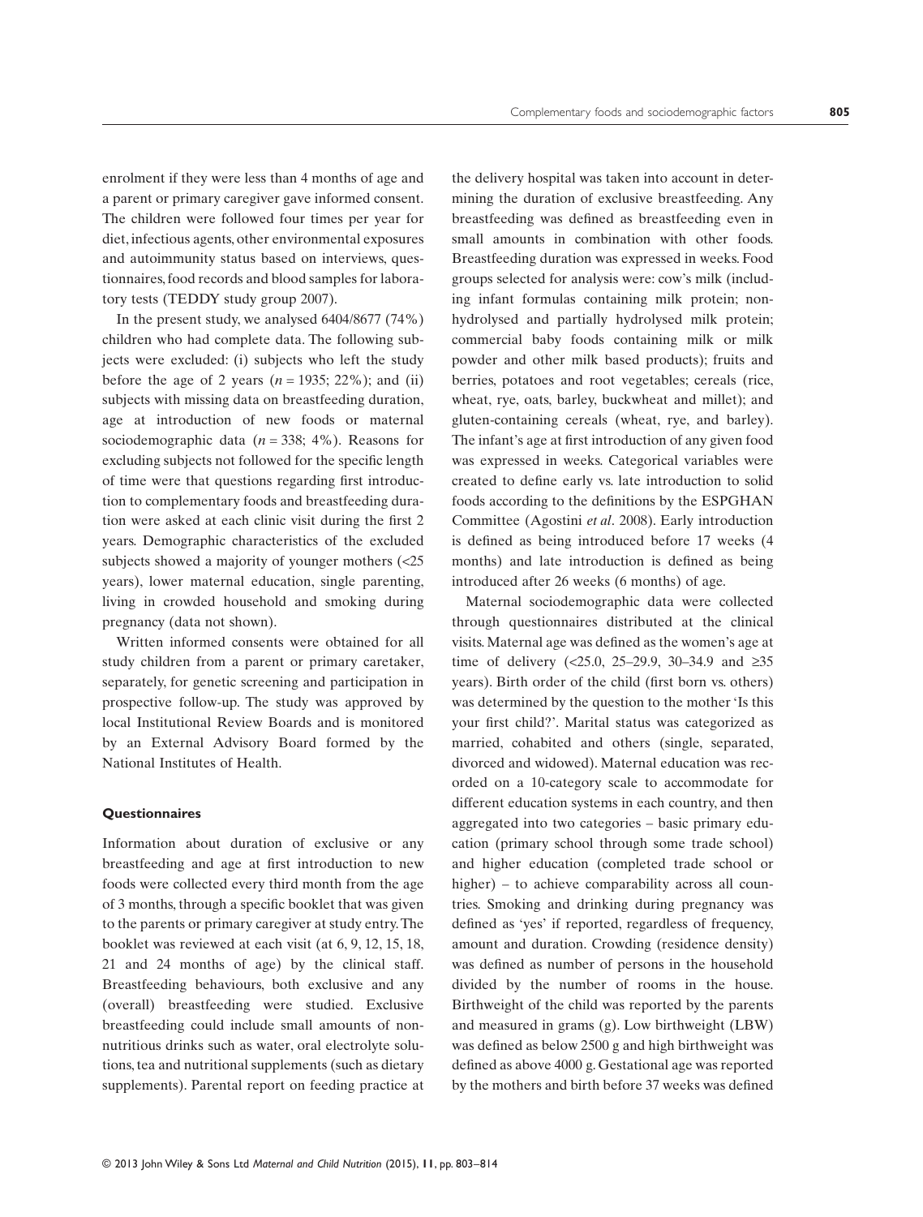enrolment if they were less than 4 months of age and a parent or primary caregiver gave informed consent. The children were followed four times per year for diet, infectious agents, other environmental exposures and autoimmunity status based on interviews, questionnaires, food records and blood samples for laboratory tests (TEDDY study group 2007).

In the present study, we analysed 6404/8677 (74%) children who had complete data. The following subjects were excluded: (i) subjects who left the study before the age of 2 years ($n = 1935$; 22%); and (ii) subjects with missing data on breastfeeding duration, age at introduction of new foods or maternal sociodemographic data ($n = 338$; 4%). Reasons for excluding subjects not followed for the specific length of time were that questions regarding first introduction to complementary foods and breastfeeding duration were asked at each clinic visit during the first 2 years. Demographic characteristics of the excluded subjects showed a majority of younger mothers (<25 years), lower maternal education, single parenting, living in crowded household and smoking during pregnancy (data not shown).

Written informed consents were obtained for all study children from a parent or primary caretaker, separately, for genetic screening and participation in prospective follow-up. The study was approved by local Institutional Review Boards and is monitored by an External Advisory Board formed by the National Institutes of Health.

### Questionnaires

Information about duration of exclusive or any breastfeeding and age at first introduction to new foods were collected every third month from the age of 3 months, through a specific booklet that was given to the parents or primary caregiver at study entry. The booklet was reviewed at each visit (at 6, 9, 12, 15, 18, 21 and 24 months of age) by the clinical staff. Breastfeeding behaviours, both exclusive and any (overall) breastfeeding were studied. Exclusive breastfeeding could include small amounts of non-nutritious drinks such as water, oral electrolyte solutions, tea and nutritional supplements (such as dietary supplements). Parental report on feeding practice at the delivery hospital was taken into account in determining the duration of exclusive breastfeeding. Any breastfeeding was defined as breastfeeding even in small amounts in combination with other foods. Breastfeeding duration was expressed in weeks. Food groups selected for analysis were: cow's milk (including infant formulas containing milk protein; non-hydrolysed and partially hydrolysed milk protein; commercial baby foods containing milk or milk powder and other milk based products); fruits and berries, potatoes and root vegetables; cereals (rice, wheat, rye, oats, barley, buckwheat and millet); and gluten-containing cereals (wheat, rye, and barley). The infant's age at first introduction of any given food was expressed in weeks. Categorical variables were created to define early vs. late introduction to solid foods according to the definitions by the ESPGHAN Committee (Agostini *et al*. 2008). Early introduction is defined as being introduced before 17 weeks (4 months) and late introduction is defined as being introduced after 26 weeks (6 months) of age.

Maternal sociodemographic data were collected through questionnaires distributed at the clinical visits. Maternal age was defined as the women's age at time of delivery (<25.0, 25–29.9, 30–34.9 and ≥35 years). Birth order of the child (first born vs. others) was determined by the question to the mother 'Is this your first child?'. Marital status was categorized as married, cohabited and others (single, separated, divorced and widowed). Maternal education was recorded on a 10-category scale to accommodate for different education systems in each country, and then aggregated into two categories – basic primary education (primary school through some trade school) and higher education (completed trade school or higher) – to achieve comparability across all countries. Smoking and drinking during pregnancy was defined as 'yes' if reported, regardless of frequency, amount and duration. Crowding (residence density) was defined as number of persons in the household divided by the number of rooms in the house. Birthweight of the child was reported by the parents and measured in grams (g). Low birthweight (LBW) was defined as below 2500 g and high birthweight was defined as above 4000 g. Gestational age was reported by the mothers and birth before 37 weeks was defined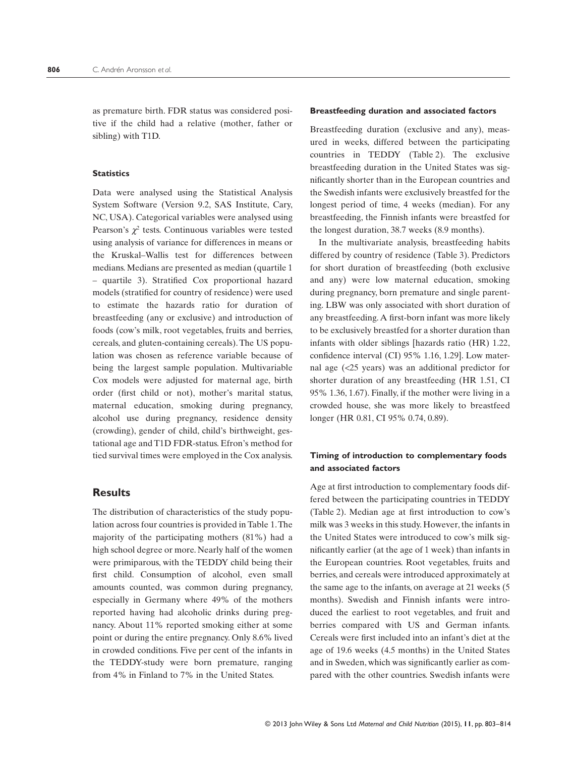as premature birth. FDR status was considered positive if the child had a relative (mother, father or sibling) with T1D.

### Statistics

Data were analysed using the Statistical Analysis System Software (Version 9.2, SAS Institute, Cary, NC, USA). Categorical variables were analysed using Pearson's $\chi^2$ tests. Continuous variables were tested using analysis of variance for differences in means or the Kruskal–Wallis test for differences between medians. Medians are presented as median (quartile 1 – quartile 3). Stratified Cox proportional hazard models (stratified for country of residence) were used to estimate the hazards ratio for duration of breastfeeding (any or exclusive) and introduction of foods (cow's milk, root vegetables, fruits and berries, cereals, and gluten-containing cereals). The US population was chosen as reference variable because of being the largest sample population. Multivariable Cox models were adjusted for maternal age, birth order (first child or not), mother's marital status, maternal education, smoking during pregnancy, alcohol use during pregnancy, residence density (crowding), gender of child, child's birthweight, gestational age and T1D FDR-status. Efron's method for tied survival times were employed in the Cox analysis.

## Results

The distribution of characteristics of the study population across four countries is provided in Table 1. The majority of the participating mothers (81%) had a high school degree or more. Nearly half of the women were primiparous, with the TEDDY child being their first child. Consumption of alcohol, even small amounts counted, was common during pregnancy, especially in Germany where 49% of the mothers reported having had alcoholic drinks during pregnancy. About 11% reported smoking either at some point or during the entire pregnancy. Only 8.6% lived in crowded conditions. Five per cent of the infants in the TEDDY-study were born premature, ranging from 4% in Finland to 7% in the United States.

### Breastfeeding duration and associated factors

Breastfeeding duration (exclusive and any), measured in weeks, differed between the participating countries in TEDDY (Table 2). The exclusive breastfeeding duration in the United States was significantly shorter than in the European countries and the Swedish infants were exclusively breastfed for the longest period of time, 4 weeks (median). For any breastfeeding, the Finnish infants were breastfed for the longest duration, 38.7 weeks (8.9 months).

In the multivariate analysis, breastfeeding habits differed by country of residence (Table 3). Predictors for short duration of breastfeeding (both exclusive and any) were low maternal education, smoking during pregnancy, born premature and single parenting. LBW was only associated with short duration of any breastfeeding. A first-born infant was more likely to be exclusively breastfed for a shorter duration than infants with older siblings [hazards ratio (HR) 1.22, confidence interval (CI) 95% 1.16, 1.29]. Low maternal age (<25 years) was an additional predictor for shorter duration of any breastfeeding (HR 1.51, CI 95% 1.36, 1.67). Finally, if the mother were living in a crowded house, she was more likely to breastfeed longer (HR 0.81, CI 95% 0.74, 0.89).

### Timing of introduction to complementary foods and associated factors

Age at first introduction to complementary foods differed between the participating countries in TEDDY (Table 2). Median age at first introduction to cow's milk was 3 weeks in this study. However, the infants in the United States were introduced to cow's milk significantly earlier (at the age of 1 week) than infants in the European countries. Root vegetables, fruits and berries, and cereals were introduced approximately at the same age to the infants, on average at 21 weeks (5 months). Swedish and Finnish infants were introduced the earliest to root vegetables, and fruit and berries compared with US and German infants. Cereals were first included into an infant's diet at the age of 19.6 weeks (4.5 months) in the United States and in Sweden, which was significantly earlier as compared with the other countries. Swedish infants were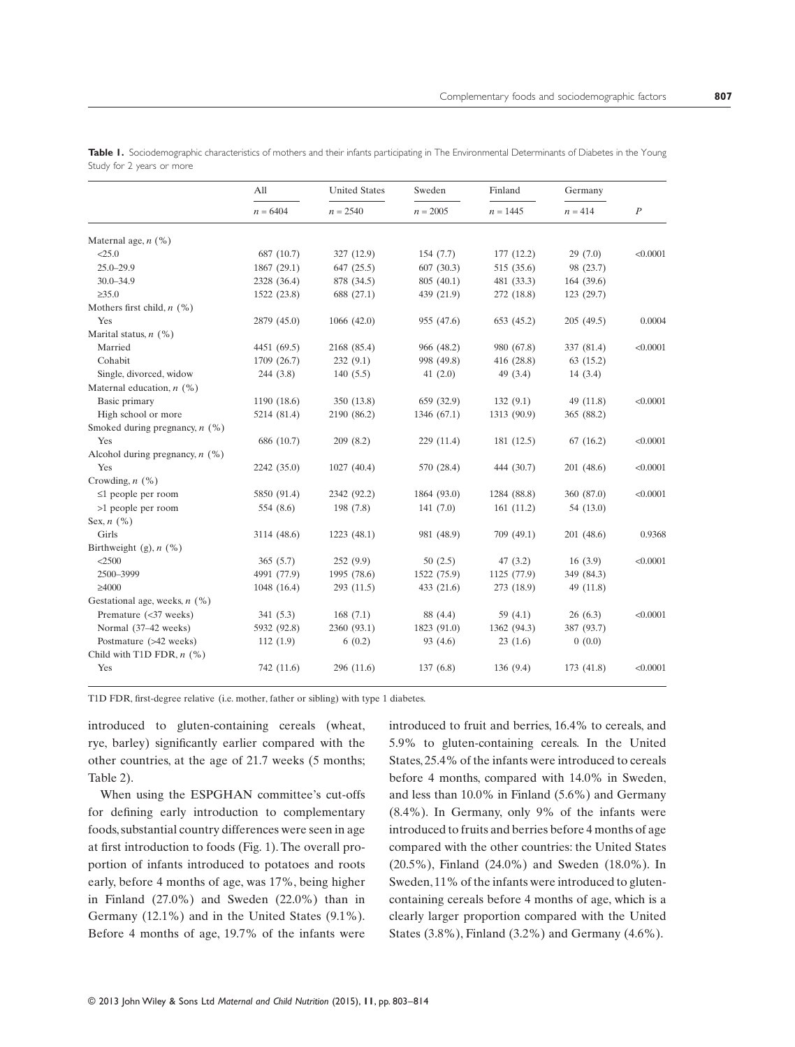**Table 1.** Sociodemographic characteristics of mothers and their infants participating in The Environmental Determinants of Diabetes in the Young Study for 2 years or more

| | All | United States | Sweden | Finland | Germany | |
|---|---|---|---|---|---|---|
| | $n$ = 6404 | $n$ = 2540 | $n$ = 2005 | $n$ = 1445 | $n$ = 414 | $P$ |
| Maternal age, $n$ (%) | | | | | | |
| <25.0 | 687 (10.7) | 327 (12.9) | 154 (7.7) | 177 (12.2) | 29 (7.0) | <0.0001 |
| 25.0–29.9 | 1867 (29.1) | 647 (25.5) | 607 (30.3) | 515 (35.6) | 98 (23.7) | |
| 30.0–34.9 | 2328 (36.4) | 878 (34.5) | 805 (40.1) | 481 (33.3) | 164 (39.6) | |
| ≥35.0 | 1522 (23.8) | 688 (27.1) | 439 (21.9) | 272 (18.8) | 123 (29.7) | |
| Mothers first child, $n$ (%) | | | | | | |
| Yes | 2879 (45.0) | 1066 (42.0) | 955 (47.6) | 653 (45.2) | 205 (49.5) | 0.0004 |
| Marital status, $n$ (%) | | | | | | |
| Married | 4451 (69.5) | 2168 (85.4) | 966 (48.2) | 980 (67.8) | 337 (81.4) | <0.0001 |
| Cohabit | 1709 (26.7) | 232 (9.1) | 998 (49.8) | 416 (28.8) | 63 (15.2) | |
| Single, divorced, widow | 244 (3.8) | 140 (5.5) | 41 (2.0) | 49 (3.4) | 14 (3.4) | |
| Maternal education, $n$ (%) | | | | | | |
| Basic primary | 1190 (18.6) | 350 (13.8) | 659 (32.9) | 132 (9.1) | 49 (11.8) | <0.0001 |
| High school or more | 5214 (81.4) | 2190 (86.2) | 1346 (67.1) | 1313 (90.9) | 365 (88.2) | |
| Smoked during pregnancy, $n$ (%) | | | | | | |
| Yes | 686 (10.7) | 209 (8.2) | 229 (11.4) | 181 (12.5) | 67 (16.2) | <0.0001 |
| Alcohol during pregnancy, $n$ (%) | | | | | | |
| Yes | 2242 (35.0) | 1027 (40.4) | 570 (28.4) | 444 (30.7) | 201 (48.6) | <0.0001 |
| Crowding, $n$ (%) | | | | | | |
| ≤1 people per room | 5850 (91.4) | 2342 (92.2) | 1864 (93.0) | 1284 (88.8) | 360 (87.0) | <0.0001 |
| >1 people per room | 554 (8.6) | 198 (7.8) | 141 (7.0) | 161 (11.2) | 54 (13.0) | |
| Sex, $n$ (%) | | | | | | |
| Girls | 3114 (48.6) | 1223 (48.1) | 981 (48.9) | 709 (49.1) | 201 (48.6) | 0.9368 |
| Birthweight (g), $n$ (%) | | | | | | |
| <2500 | 365 (5.7) | 252 (9.9) | 50 (2.5) | 47 (3.2) | 16 (3.9) | <0.0001 |
| 2500–3999 | 4991 (77.9) | 1995 (78.6) | 1522 (75.9) | 1125 (77.9) | 349 (84.3) | |
| ≥4000 | 1048 (16.4) | 293 (11.5) | 433 (21.6) | 273 (18.9) | 49 (11.8) | |
| Gestational age, weeks, $n$ (%) | | | | | | |
| Premature (<37 weeks) | 341 (5.3) | 168 (7.1) | 88 (4.4) | 59 (4.1) | 26 (6.3) | <0.0001 |
| Normal (37–42 weeks) | 5932 (92.8) | 2360 (93.1) | 1823 (91.0) | 1362 (94.3) | 387 (93.7) | |
| Postmature (>42 weeks) | 112 (1.9) | 6 (0.2) | 93 (4.6) | 23 (1.6) | 0 (0.0) | |
| Child with T1D FDR, $n$ (%) | | | | | | |
| Yes | 742 (11.6) | 296 (11.6) | 137 (6.8) | 136 (9.4) | 173 (41.8) | <0.0001 |

T1D FDR, first-degree relative (i.e. mother, father or sibling) with type 1 diabetes.

introduced to gluten-containing cereals (wheat, rye, barley) significantly earlier compared with the other countries, at the age of 21.7 weeks (5 months; Table 2).

When using the ESPGHAN committee's cut-offs for defining early introduction to complementary foods, substantial country differences were seen in age at first introduction to foods (Fig. 1). The overall proportion of infants introduced to potatoes and roots early, before 4 months of age, was 17%, being higher in Finland (27.0%) and Sweden (22.0%) than in Germany (12.1%) and in the United States (9.1%). Before 4 months of age, 19.7% of the infants were introduced to fruit and berries, 16.4% to cereals, and 5.9% to gluten-containing cereals. In the United States, 25.4% of the infants were introduced to cereals before 4 months, compared with 14.0% in Sweden, and less than 10.0% in Finland (5.6%) and Germany (8.4%). In Germany, only 9% of the infants were introduced to fruits and berries before 4 months of age compared with the other countries: the United States (20.5%), Finland (24.0%) and Sweden (18.0%). In Sweden, 11% of the infants were introduced to gluten-containing cereals before 4 months of age, which is a clearly larger proportion compared with the United States (3.8%), Finland (3.2%) and Germany (4.6%).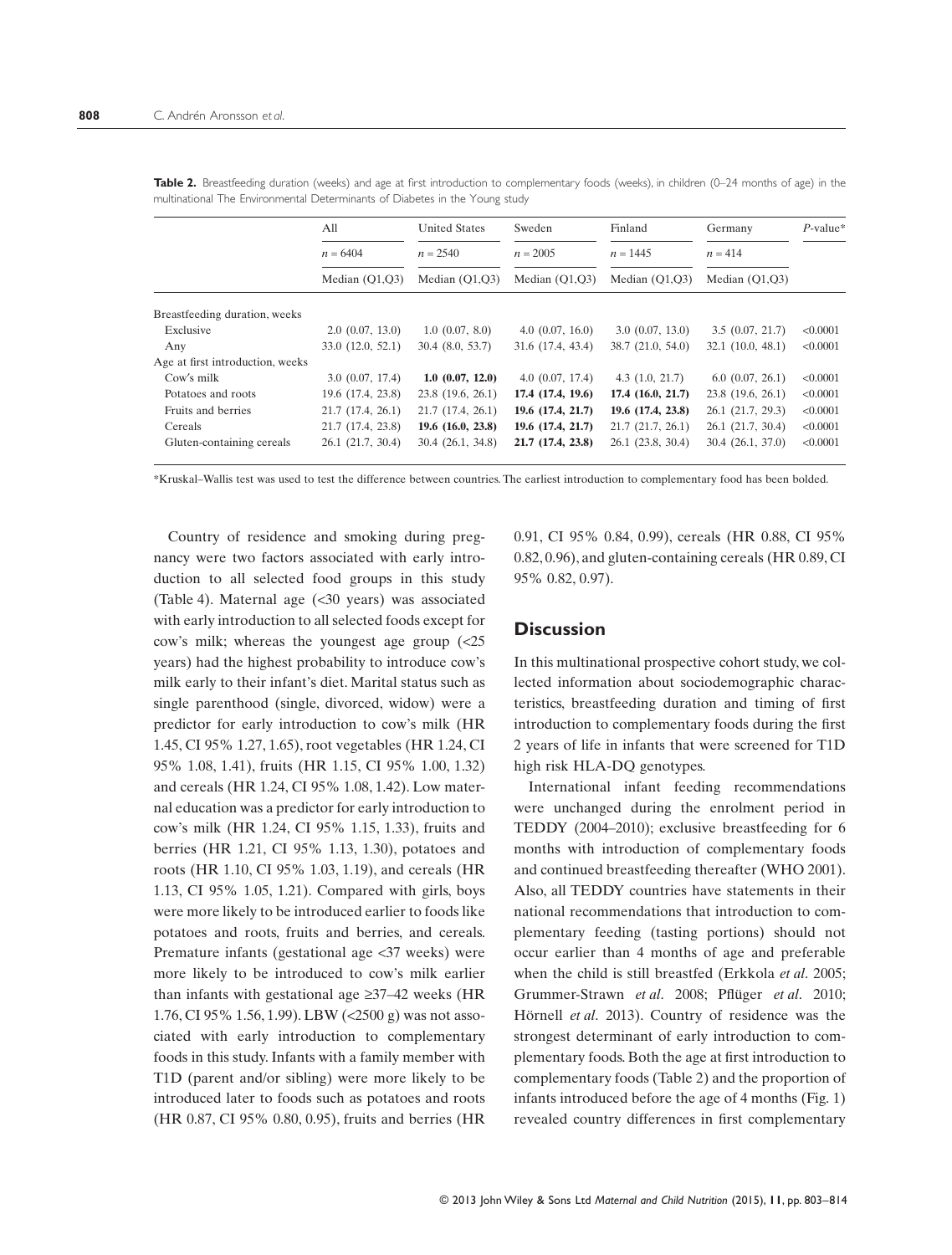**Table 2.** Breastfeeding duration (weeks) and age at first introduction to complementary foods (weeks), in children (0–24 months of age) in the multinational The Environmental Determinants of Diabetes in the Young study

| | All | United States | Sweden | Finland | Germany | *P*-value* |
|---|---|---|---|---|---|---|
| | *n* = 6404 | *n* = 2540 | *n* = 2005 | *n* = 1445 | *n* = 414 | |
| | Median (Q1,Q3) | Median (Q1,Q3) | Median (Q1,Q3) | Median (Q1,Q3) | Median (Q1,Q3) | |
| Breastfeeding duration, weeks | | | | | | |
| Exclusive | 2.0 (0.07, 13.0) | 1.0 (0.07, 8.0) | 4.0 (0.07, 16.0) | 3.0 (0.07, 13.0) | 3.5 (0.07, 21.7) | <0.0001 |
| Any | 33.0 (12.0, 52.1) | 30.4 (8.0, 53.7) | 31.6 (17.4, 43.4) | 38.7 (21.0, 54.0) | 32.1 (10.0, 48.1) | <0.0001 |
| Age at first introduction, weeks | | | | | | |
| Cow's milk | 3.0 (0.07, 17.4) | **1.0 (0.07, 12.0)** | 4.0 (0.07, 17.4) | 4.3 (1.0, 21.7) | 6.0 (0.07, 26.1) | <0.0001 |
| Potatoes and roots | 19.6 (17.4, 23.8) | 23.8 (19.6, 26.1) | **17.4 (17.4, 19.6)** | **17.4 (16.0, 21.7)** | 23.8 (19.6, 26.1) | <0.0001 |
| Fruits and berries | 21.7 (17.4, 26.1) | 21.7 (17.4, 26.1) | **19.6 (17.4, 21.7)** | **19.6 (17.4, 23.8)** | 26.1 (21.7, 29.3) | <0.0001 |
| Cereals | 21.7 (17.4, 23.8) | **19.6 (16.0, 23.8)** | **19.6 (17.4, 21.7)** | 21.7 (21.7, 26.1) | 26.1 (21.7, 30.4) | <0.0001 |
| Gluten-containing cereals | 26.1 (21.7, 30.4) | 30.4 (26.1, 34.8) | **21.7 (17.4, 23.8)** | 26.1 (23.8, 30.4) | 30.4 (26.1, 37.0) | <0.0001 |

*Kruskal–Wallis test was used to test the difference between countries. The earliest introduction to complementary food has been bolded.

Country of residence and smoking during pregnancy were two factors associated with early introduction to all selected food groups in this study (Table 4). Maternal age (<30 years) was associated with early introduction to all selected foods except for cow's milk; whereas the youngest age group (<25 years) had the highest probability to introduce cow's milk early to their infant's diet. Marital status such as single parenthood (single, divorced, widow) were a predictor for early introduction to cow's milk (HR 1.45, CI 95% 1.27, 1.65), root vegetables (HR 1.24, CI 95% 1.08, 1.41), fruits (HR 1.15, CI 95% 1.00, 1.32) and cereals (HR 1.24, CI 95% 1.08, 1.42). Low maternal education was a predictor for early introduction to cow's milk (HR 1.24, CI 95% 1.15, 1.33), fruits and berries (HR 1.21, CI 95% 1.13, 1.30), potatoes and roots (HR 1.10, CI 95% 1.03, 1.19), and cereals (HR 1.13, CI 95% 1.05, 1.21). Compared with girls, boys were more likely to be introduced earlier to foods like potatoes and roots, fruits and berries, and cereals. Premature infants (gestational age <37 weeks) were more likely to be introduced to cow's milk earlier than infants with gestational age ≥37–42 weeks (HR 1.76, CI 95% 1.56, 1.99). LBW (<2500 g) was not associated with early introduction to complementary foods in this study. Infants with a family member with T1D (parent and/or sibling) were more likely to be introduced later to foods such as potatoes and roots (HR 0.87, CI 95% 0.80, 0.95), fruits and berries (HR 0.91, CI 95% 0.84, 0.99), cereals (HR 0.88, CI 95% 0.82, 0.96), and gluten-containing cereals (HR 0.89, CI 95% 0.82, 0.97).

## Discussion

In this multinational prospective cohort study, we collected information about sociodemographic characteristics, breastfeeding duration and timing of first introduction to complementary foods during the first 2 years of life in infants that were screened for T1D high risk HLA-DQ genotypes.

International infant feeding recommendations were unchanged during the enrolment period in TEDDY (2004–2010); exclusive breastfeeding for 6 months with introduction of complementary foods and continued breastfeeding thereafter (WHO 2001). Also, all TEDDY countries have statements in their national recommendations that introduction to complementary feeding (tasting portions) should not occur earlier than 4 months of age and preferable when the child is still breastfed (Erkkola *et al*. 2005; Grummer-Strawn *et al*. 2008; Pflüger *et al*. 2010; Hörnell *et al*. 2013). Country of residence was the strongest determinant of early introduction to complementary foods. Both the age at first introduction to complementary foods (Table 2) and the proportion of infants introduced before the age of 4 months (Fig. 1) revealed country differences in first complementary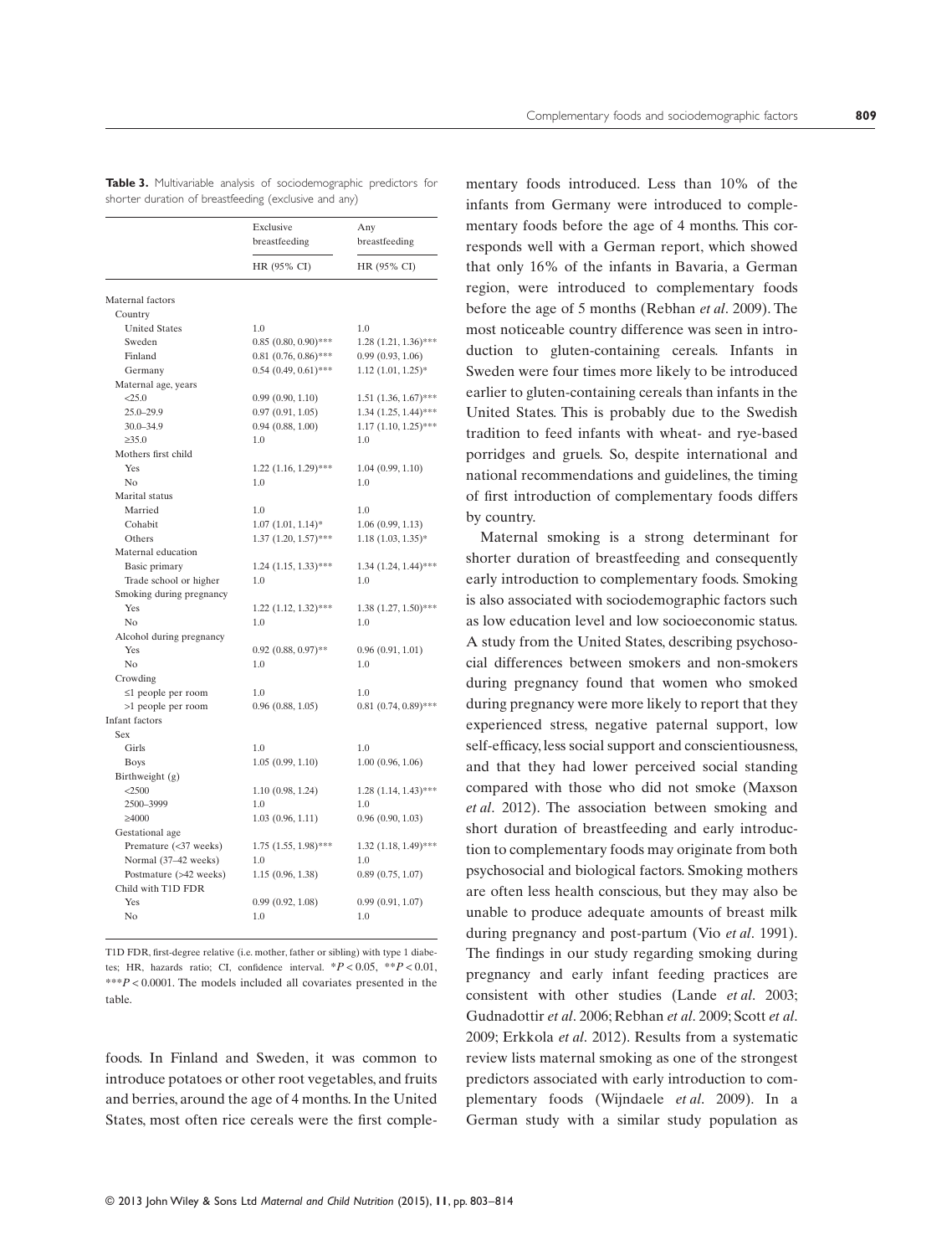**Table 3.** Multivariable analysis of sociodemographic predictors for shorter duration of breastfeeding (exclusive and any)

| | Exclusive breastfeeding | Any breastfeeding |
|---|---|---|
| | HR (95% CI) | HR (95% CI) |
| Maternal factors | | |
| Country | | |
| United States | 1.0 | 1.0 |
| Sweden | 0.85 (0.80, 0.90)*** | 1.28 (1.21, 1.36)*** |
| Finland | 0.81 (0.76, 0.86)*** | 0.99 (0.93, 1.06) |
| Germany | 0.54 (0.49, 0.61)*** | 1.12 (1.01, 1.25)* |
| Maternal age, years | | |
| <25.0 | 0.99 (0.90, 1.10) | 1.51 (1.36, 1.67)*** |
| 25.0–29.9 | 0.97 (0.91, 1.05) | 1.34 (1.25, 1.44)*** |
| 30.0–34.9 | 0.94 (0.88, 1.00) | 1.17 (1.10, 1.25)*** |
| ≥35.0 | 1.0 | 1.0 |
| Mothers first child | | |
| Yes | 1.22 (1.16, 1.29)*** | 1.04 (0.99, 1.10) |
| No | 1.0 | 1.0 |
| Marital status | | |
| Married | 1.0 | 1.0 |
| Cohabit | 1.07 (1.01, 1.14)* | 1.06 (0.99, 1.13) |
| Others | 1.37 (1.20, 1.57)*** | 1.18 (1.03, 1.35)* |
| Maternal education | | |
| Basic primary | 1.24 (1.15, 1.33)*** | 1.34 (1.24, 1.44)*** |
| Trade school or higher | 1.0 | 1.0 |
| Smoking during pregnancy | | |
| Yes | 1.22 (1.12, 1.32)*** | 1.38 (1.27, 1.50)*** |
| No | 1.0 | 1.0 |
| Alcohol during pregnancy | | |
| Yes | 0.92 (0.88, 0.97)** | 0.96 (0.91, 1.01) |
| No | 1.0 | 1.0 |
| Crowding | | |
| ≤1 people per room | 1.0 | 1.0 |
| >1 people per room | 0.96 (0.88, 1.05) | 0.81 (0.74, 0.89)*** |
| Infant factors | | |
| Sex | | |
| Girls | 1.0 | 1.0 |
| Boys | 1.05 (0.99, 1.10) | 1.00 (0.96, 1.06) |
| Birthweight (g) | | |
| <2500 | 1.10 (0.98, 1.24) | 1.28 (1.14, 1.43)*** |
| 2500–3999 | 1.0 | 1.0 |
| ≥4000 | 1.03 (0.96, 1.11) | 0.96 (0.90, 1.03) |
| Gestational age | | |
| Premature (<37 weeks) | 1.75 (1.55, 1.98)*** | 1.32 (1.18, 1.49)*** |
| Normal (37–42 weeks) | 1.0 | 1.0 |
| Postmature (>42 weeks) | 1.15 (0.96, 1.38) | 0.89 (0.75, 1.07) |
| Child with T1D FDR | | |
| Yes | 0.99 (0.92, 1.08) | 0.99 (0.91, 1.07) |
| No | 1.0 | 1.0 |

T1D FDR, first-degree relative (i.e. mother, father or sibling) with type 1 diabetes; HR, hazards ratio; CI, confidence interval. \*$P < 0.05$, \*\*$P < 0.01$, \*\*\*$P < 0.0001$. The models included all covariates presented in the table.

foods. In Finland and Sweden, it was common to introduce potatoes or other root vegetables, and fruits and berries, around the age of 4 months. In the United States, most often rice cereals were the first complementary foods introduced. Less than 10% of the infants from Germany were introduced to complementary foods before the age of 4 months. This corresponds well with a German report, which showed that only 16% of the infants in Bavaria, a German region, were introduced to complementary foods before the age of 5 months (Rebhan *et al*. 2009). The most noticeable country difference was seen in introduction to gluten-containing cereals. Infants in Sweden were four times more likely to be introduced earlier to gluten-containing cereals than infants in the United States. This is probably due to the Swedish tradition to feed infants with wheat- and rye-based porridges and gruels. So, despite international and national recommendations and guidelines, the timing of first introduction of complementary foods differs by country.

Maternal smoking is a strong determinant for shorter duration of breastfeeding and consequently early introduction to complementary foods. Smoking is also associated with sociodemographic factors such as low education level and low socioeconomic status. A study from the United States, describing psychosocial differences between smokers and non-smokers during pregnancy found that women who smoked during pregnancy were more likely to report that they experienced stress, negative paternal support, low self-efficacy, less social support and conscientiousness, and that they had lower perceived social standing compared with those who did not smoke (Maxson *et al*. 2012). The association between smoking and short duration of breastfeeding and early introduction to complementary foods may originate from both psychosocial and biological factors. Smoking mothers are often less health conscious, but they may also be unable to produce adequate amounts of breast milk during pregnancy and post-partum (Vio *et al*. 1991). The findings in our study regarding smoking during pregnancy and early infant feeding practices are consistent with other studies (Lande *et al*. 2003; Gudnadottir *et al*. 2006; Rebhan *et al*. 2009; Scott *et al*. 2009; Erkkola *et al*. 2012). Results from a systematic review lists maternal smoking as one of the strongest predictors associated with early introduction to complementary foods (Wijndaele *et al*. 2009). In a German study with a similar study population as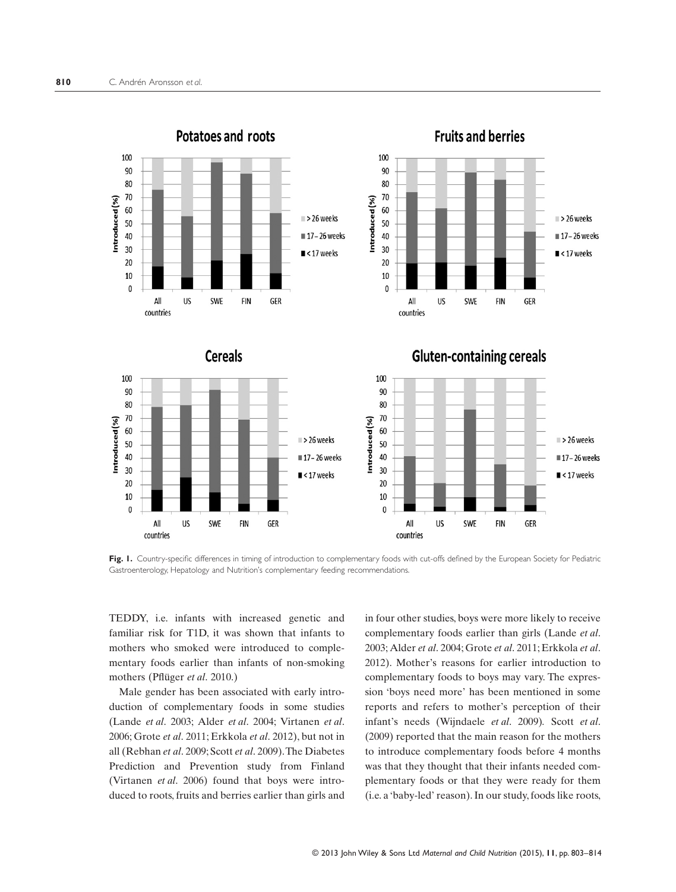**Fig. 1.** Country-specific differences in timing of introduction to complementary foods with cut-offs defined by the European Society for Pediatric Gastroenterology, Hepatology and Nutrition's complementary feeding recommendations.

TEDDY, i.e. infants with increased genetic and familiar risk for T1D, it was shown that infants to mothers who smoked were introduced to complementary foods earlier than infants of non-smoking mothers (Pflüger *et al*. 2010.)

Male gender has been associated with early introduction of complementary foods in some studies (Lande *et al*. 2003; Alder *et al*. 2004; Virtanen *et al*. 2006; Grote *et al*. 2011; Erkkola *et al*. 2012), but not in all (Rebhan *et al*. 2009; Scott *et al*. 2009). The Diabetes Prediction and Prevention study from Finland (Virtanen *et al*. 2006) found that boys were introduced to roots, fruits and berries earlier than girls and in four other studies, boys were more likely to receive complementary foods earlier than girls (Lande *et al*. 2003; Alder *et al*. 2004; Grote *et al*. 2011; Erkkola *et al*. 2012). Mother's reasons for earlier introduction to complementary foods to boys may vary. The expression 'boys need more' has been mentioned in some reports and refers to mother's perception of their infant's needs (Wijndaele *et al*. 2009). Scott *et al*. (2009) reported that the main reason for the mothers to introduce complementary foods before 4 months was that they thought that their infants needed complementary foods or that they were ready for them (i.e. a 'baby-led' reason). In our study, foods like roots,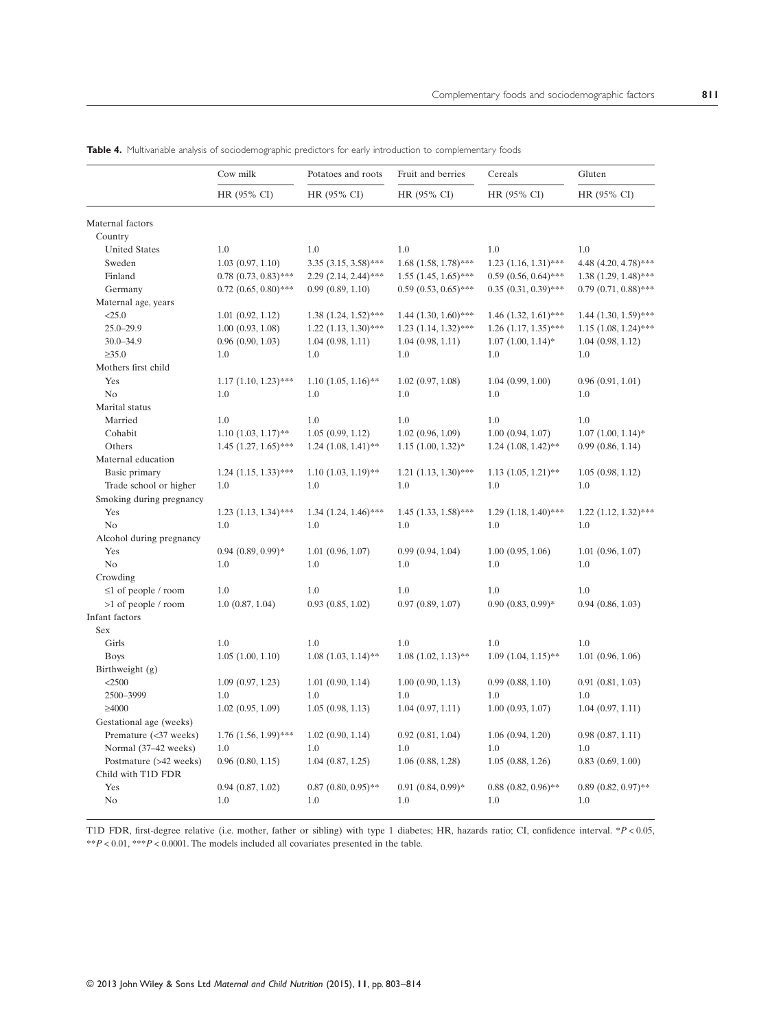**Table 4.** Multivariable analysis of sociodemographic predictors for early introduction to complementary foods

| | Cow milk | Potatoes and roots | Fruit and berries | Cereals | Gluten |
|---|---|---|---|---|---|
| | HR (95% CI) | HR (95% CI) | HR (95% CI) | HR (95% CI) | HR (95% CI) |
| Maternal factors | | | | | |
| Country | | | | | |
| United States | 1.0 | 1.0 | 1.0 | 1.0 | 1.0 |
| Sweden | 1.03 (0.97, 1.10) | 3.35 (3.15, 3.58)*** | 1.68 (1.58, 1.78)*** | 1.23 (1.16, 1.31)*** | 4.48 (4.20, 4.78)*** |
| Finland | 0.78 (0.73, 0.83)*** | 2.29 (2.14, 2.44)*** | 1.55 (1.45, 1.65)*** | 0.59 (0.56, 0.64)*** | 1.38 (1.29, 1.48)*** |
| Germany | 0.72 (0.65, 0.80)*** | 0.99 (0.89, 1.10) | 0.59 (0.53, 0.65)*** | 0.35 (0.31, 0.39)*** | 0.79 (0.71, 0.88)*** |
| Maternal age, years | | | | | |
| <25.0 | 1.01 (0.92, 1.12) | 1.38 (1.24, 1.52)*** | 1.44 (1.30, 1.60)*** | 1.46 (1.32, 1.61)*** | 1.44 (1.30, 1.59)*** |
| 25.0–29.9 | 1.00 (0.93, 1.08) | 1.22 (1.13, 1.30)*** | 1.23 (1.14, 1.32)*** | 1.26 (1.17, 1.35)*** | 1.15 (1.08, 1.24)*** |
| 30.0–34.9 | 0.96 (0.90, 1.03) | 1.04 (0.98, 1.11) | 1.04 (0.98, 1.11) | 1.07 (1.00, 1.14)* | 1.04 (0.98, 1.12) |
| ≥35.0 | 1.0 | 1.0 | 1.0 | 1.0 | 1.0 |
| Mothers first child | | | | | |
| Yes | 1.17 (1.10, 1.23)*** | 1.10 (1.05, 1.16)** | 1.02 (0.97, 1.08) | 1.04 (0.99, 1.00) | 0.96 (0.91, 1.01) |
| No | 1.0 | 1.0 | 1.0 | 1.0 | 1.0 |
| Marital status | | | | | |
| Married | 1.0 | 1.0 | 1.0 | 1.0 | 1.0 |
| Cohabit | 1.10 (1.03, 1.17)** | 1.05 (0.99, 1.12) | 1.02 (0.96, 1.09) | 1.00 (0.94, 1.07) | 1.07 (1.00, 1.14)* |
| Others | 1.45 (1.27, 1.65)*** | 1.24 (1.08, 1.41)** | 1.15 (1.00, 1.32)* | 1.24 (1.08, 1.42)** | 0.99 (0.86, 1.14) |
| Maternal education | | | | | |
| Basic primary | 1.24 (1.15, 1.33)*** | 1.10 (1.03, 1.19)** | 1.21 (1.13, 1.30)*** | 1.13 (1.05, 1.21)** | 1.05 (0.98, 1.12) |
| Trade school or higher | 1.0 | 1.0 | 1.0 | 1.0 | 1.0 |
| Smoking during pregnancy | | | | | |
| Yes | 1.23 (1.13, 1.34)*** | 1.34 (1.24, 1.46)*** | 1.45 (1.33, 1.58)*** | 1.29 (1.18, 1.40)*** | 1.22 (1.12, 1.32)*** |
| No | 1.0 | 1.0 | 1.0 | 1.0 | 1.0 |
| Alcohol during pregnancy | | | | | |
| Yes | 0.94 (0.89, 0.99)* | 1.01 (0.96, 1.07) | 0.99 (0.94, 1.04) | 1.00 (0.95, 1.06) | 1.01 (0.96, 1.07) |
| No | 1.0 | 1.0 | 1.0 | 1.0 | 1.0 |
| Crowding | | | | | |
| ≤1 of people / room | 1.0 | 1.0 | 1.0 | 1.0 | 1.0 |
| >1 of people / room | 1.0 (0.87, 1.04) | 0.93 (0.85, 1.02) | 0.97 (0.89, 1.07) | 0.90 (0.83, 0.99)* | 0.94 (0.86, 1.03) |
| Infant factors | | | | | |
| Sex | | | | | |
| Girls | 1.0 | 1.0 | 1.0 | 1.0 | 1.0 |
| Boys | 1.05 (1.00, 1.10) | 1.08 (1.03, 1.14)** | 1.08 (1.02, 1.13)** | 1.09 (1.04, 1.15)** | 1.01 (0.96, 1.06) |
| Birthweight (g) | | | | | |
| <2500 | 1.09 (0.97, 1.23) | 1.01 (0.90, 1.14) | 1.00 (0.90, 1.13) | 0.99 (0.88, 1.10) | 0.91 (0.81, 1.03) |
| 2500–3999 | 1.0 | 1.0 | 1.0 | 1.0 | 1.0 |
| ≥4000 | 1.02 (0.95, 1.09) | 1.05 (0.98, 1.13) | 1.04 (0.97, 1.11) | 1.00 (0.93, 1.07) | 1.04 (0.97, 1.11) |
| Gestational age (weeks) | | | | | |
| Premature (<37 weeks) | 1.76 (1.56, 1.99)*** | 1.02 (0.90, 1.14) | 0.92 (0.81, 1.04) | 1.06 (0.94, 1.20) | 0.98 (0.87, 1.11) |
| Normal (37–42 weeks) | 1.0 | 1.0 | 1.0 | 1.0 | 1.0 |
| Postmature (>42 weeks) | 0.96 (0.80, 1.15) | 1.04 (0.87, 1.25) | 1.06 (0.88, 1.28) | 1.05 (0.88, 1.26) | 0.83 (0.69, 1.00) |
| Child with T1D FDR | | | | | |
| Yes | 0.94 (0.87, 1.02) | 0.87 (0.80, 0.95)** | 0.91 (0.84, 0.99)* | 0.88 (0.82, 0.96)** | 0.89 (0.82, 0.97)** |
| No | 1.0 | 1.0 | 1.0 | 1.0 | 1.0 |

T1D FDR, first-degree relative (i.e. mother, father or sibling) with type 1 diabetes; HR, hazards ratio; CI, confidence interval. *$P < 0.05$, **$P < 0.01$, ***$P < 0.0001$. The models included all covariates presented in the table.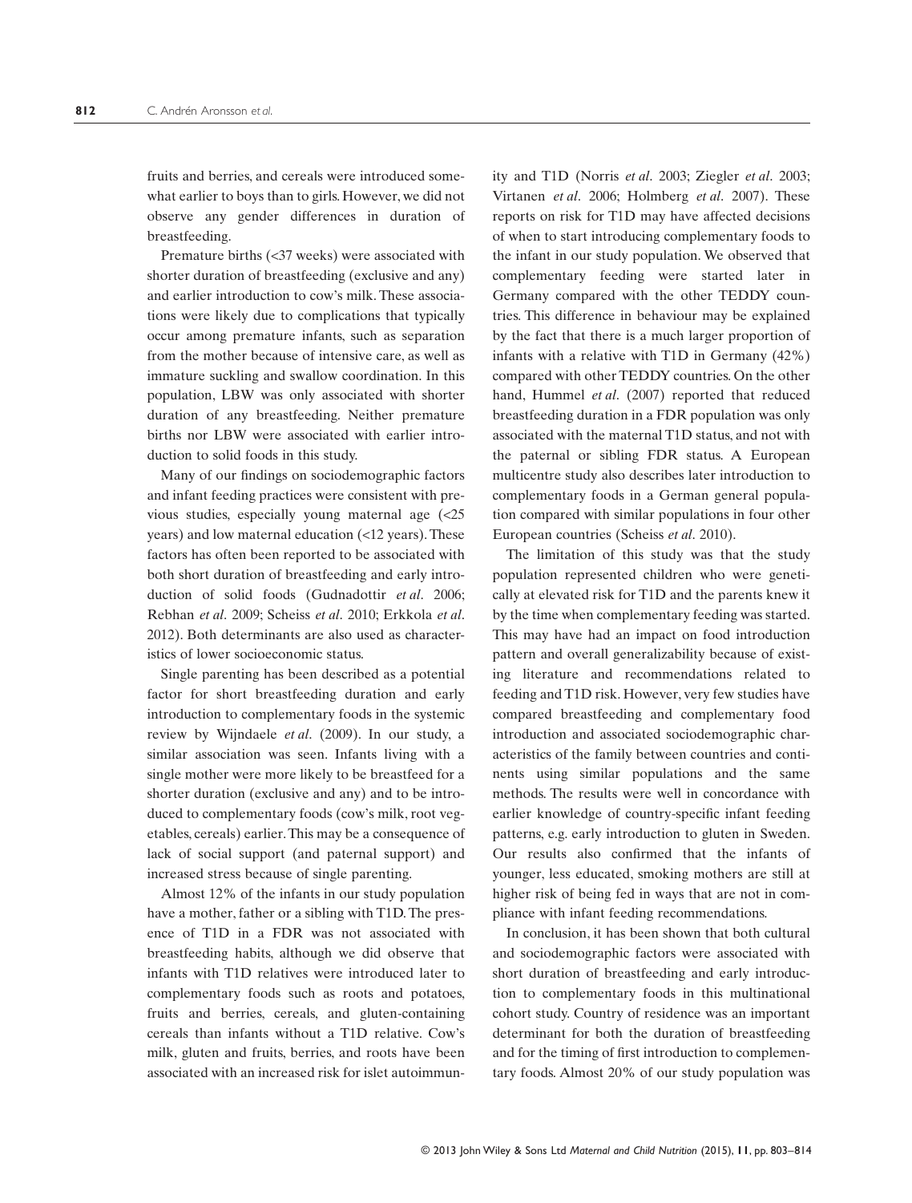fruits and berries, and cereals were introduced somewhat earlier to boys than to girls. However, we did not observe any gender differences in duration of breastfeeding.

Premature births (<37 weeks) were associated with shorter duration of breastfeeding (exclusive and any) and earlier introduction to cow's milk. These associations were likely due to complications that typically occur among premature infants, such as separation from the mother because of intensive care, as well as immature suckling and swallow coordination. In this population, LBW was only associated with shorter duration of any breastfeeding. Neither premature births nor LBW were associated with earlier introduction to solid foods in this study.

Many of our findings on sociodemographic factors and infant feeding practices were consistent with previous studies, especially young maternal age (<25 years) and low maternal education (<12 years). These factors has often been reported to be associated with both short duration of breastfeeding and early introduction of solid foods (Gudnadottir *et al*. 2006; Rebhan *et al*. 2009; Scheiss *et al*. 2010; Erkkola *et al*. 2012). Both determinants are also used as characteristics of lower socioeconomic status.

Single parenting has been described as a potential factor for short breastfeeding duration and early introduction to complementary foods in the systemic review by Wijndaele *et al*. (2009). In our study, a similar association was seen. Infants living with a single mother were more likely to be breastfeed for a shorter duration (exclusive and any) and to be introduced to complementary foods (cow's milk, root vegetables, cereals) earlier. This may be a consequence of lack of social support (and paternal support) and increased stress because of single parenting.

Almost 12% of the infants in our study population have a mother, father or a sibling with T1D. The presence of T1D in a FDR was not associated with breastfeeding habits, although we did observe that infants with T1D relatives were introduced later to complementary foods such as roots and potatoes, fruits and berries, cereals, and gluten-containing cereals than infants without a T1D relative. Cow's milk, gluten and fruits, berries, and roots have been associated with an increased risk for islet autoimmunity and T1D (Norris *et al*. 2003; Ziegler *et al*. 2003; Virtanen *et al*. 2006; Holmberg *et al*. 2007). These reports on risk for T1D may have affected decisions of when to start introducing complementary foods to the infant in our study population. We observed that complementary feeding were started later in Germany compared with the other TEDDY countries. This difference in behaviour may be explained by the fact that there is a much larger proportion of infants with a relative with T1D in Germany (42%) compared with other TEDDY countries. On the other hand, Hummel *et al*. (2007) reported that reduced breastfeeding duration in a FDR population was only associated with the maternal T1D status, and not with the paternal or sibling FDR status. A European multicentre study also describes later introduction to complementary foods in a German general population compared with similar populations in four other European countries (Scheiss *et al*. 2010).

The limitation of this study was that the study population represented children who were genetically at elevated risk for T1D and the parents knew it by the time when complementary feeding was started. This may have had an impact on food introduction pattern and overall generalizability because of existing literature and recommendations related to feeding and T1D risk. However, very few studies have compared breastfeeding and complementary food introduction and associated sociodemographic characteristics of the family between countries and continents using similar populations and the same methods. The results were well in concordance with earlier knowledge of country-specific infant feeding patterns, e.g. early introduction to gluten in Sweden. Our results also confirmed that the infants of younger, less educated, smoking mothers are still at higher risk of being fed in ways that are not in compliance with infant feeding recommendations.

In conclusion, it has been shown that both cultural and sociodemographic factors were associated with short duration of breastfeeding and early introduction to complementary foods in this multinational cohort study. Country of residence was an important determinant for both the duration of breastfeeding and for the timing of first introduction to complementary foods. Almost 20% of our study population was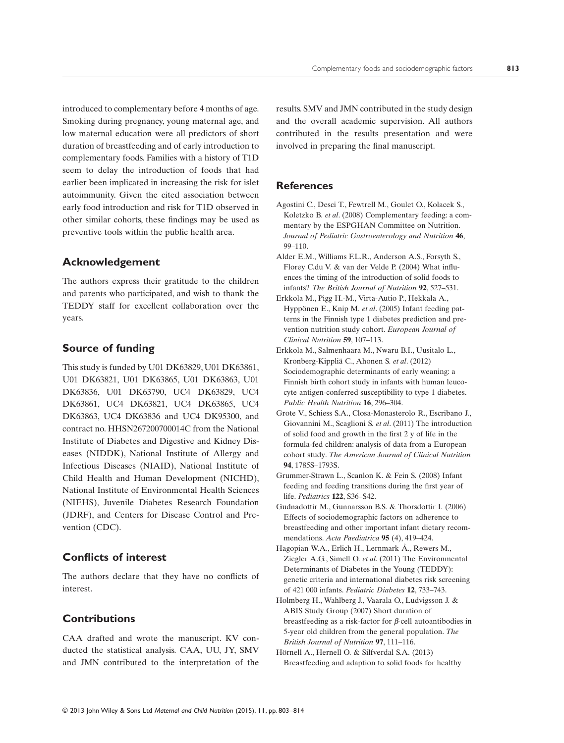introduced to complementary before 4 months of age. Smoking during pregnancy, young maternal age, and low maternal education were all predictors of short duration of breastfeeding and of early introduction to complementary foods. Families with a history of T1D seem to delay the introduction of foods that had earlier been implicated in increasing the risk for islet autoimmunity. Given the cited association between early food introduction and risk for T1D observed in other similar cohorts, these findings may be used as preventive tools within the public health area.

## Acknowledgement

The authors express their gratitude to the children and parents who participated, and wish to thank the TEDDY staff for excellent collaboration over the years.

## Source of funding

This study is funded by U01 DK63829, U01 DK63861, U01 DK63821, U01 DK63865, U01 DK63863, U01 DK63836, U01 DK63790, UC4 DK63829, UC4 DK63861, UC4 DK63821, UC4 DK63865, UC4 DK63863, UC4 DK63836 and UC4 DK95300, and contract no. HHSN267200700014C from the National Institute of Diabetes and Digestive and Kidney Diseases (NIDDK), National Institute of Allergy and Infectious Diseases (NIAID), National Institute of Child Health and Human Development (NICHD), National Institute of Environmental Health Sciences (NIEHS), Juvenile Diabetes Research Foundation (JDRF), and Centers for Disease Control and Prevention (CDC).

## Conflicts of interest

The authors declare that they have no conflicts of interest.

## Contributions

CAA drafted and wrote the manuscript. KV conducted the statistical analysis. CAA, UU, JY, SMV and JMN contributed to the interpretation of the results. SMV and JMN contributed in the study design and the overall academic supervision. All authors contributed in the results presentation and were involved in preparing the final manuscript.

## References

Agostini C., Desci T., Fewtrell M., Goulet O., Kolacek S., Koletzko B. *et al*. (2008) Complementary feeding: a commentary by the ESPGHAN Committee on Nutrition. *Journal of Pediatric Gastroenterology and Nutrition* **46**, 99–110.

Alder E.M., Williams F.L.R., Anderson A.S., Forsyth S., Florey C.du V. & van der Velde P. (2004) What influences the timing of the introduction of solid foods to infants? *The British Journal of Nutrition* **92**, 527–531.

Erkkola M., Pigg H.-M., Virta-Autio P., Hekkala A., Hyppönen E., Knip M. *et al*. (2005) Infant feeding patterns in the Finnish type 1 diabetes prediction and prevention nutrition study cohort. *European Journal of Clinical Nutrition* **59**, 107–113.

Erkkola M., Salmenhaara M., Nwaru B.I., Uusitalo L., Kronberg-Kippliä C., Ahonen S. *et al*. (2012) Sociodemographic determinants of early weaning: a Finnish birth cohort study in infants with human leucocyte antigen-conferred susceptibility to type 1 diabetes. *Public Health Nutrition* **16**, 296–304.

Grote V., Schiess S.A., Closa-Monasterolo R., Escribano J., Giovannini M., Scaglioni S. *et al*. (2011) The introduction of solid food and growth in the first 2 y of life in the formula-fed children: analysis of data from a European cohort study. *The American Journal of Clinical Nutrition* **94**, 1785S–1793S.

Grummer-Strawn L., Scanlon K. & Fein S. (2008) Infant feeding and feeding transitions during the first year of life. *Pediatrics* **122**, S36–S42.

Gudnadottir M., Gunnarsson B.S. & Thorsdottir I. (2006) Effects of sociodemographic factors on adherence to breastfeeding and other important infant dietary recommendations. *Acta Paediatrica* **95** (4), 419–424.

Hagopian W.A., Erlich H., Lernmark Å., Rewers M., Ziegler A.G., Simell O. *et al*. (2011) The Environmental Determinants of Diabetes in the Young (TEDDY): genetic criteria and international diabetes risk screening of 421 000 infants. *Pediatric Diabetes* **12**, 733–743.

Holmberg H., Wahlberg J., Vaarala O., Ludvigsson J. & ABIS Study Group (2007) Short duration of breastfeeding as a risk-factor for $\beta$-cell autoantibodies in 5-year old children from the general population. *The British Journal of Nutrition* **97**, 111–116.

Hörnell A., Hernell O. & Silfverdal S.A. (2013) Breastfeeding and adaption to solid foods for healthy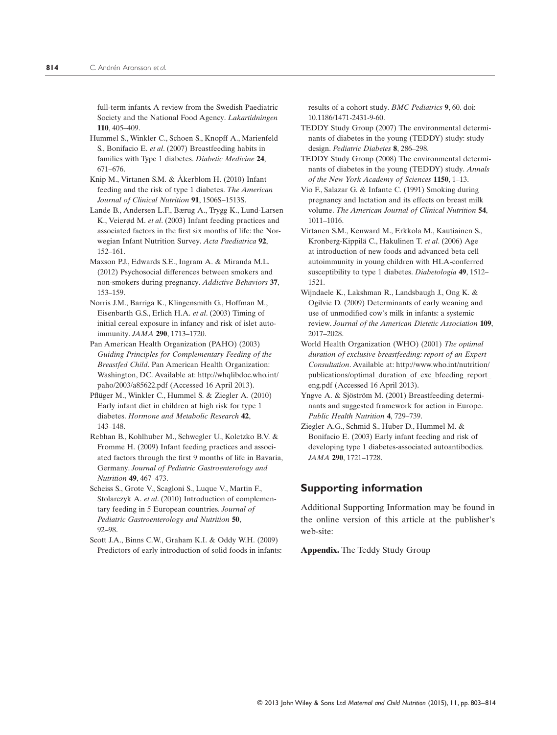full-term infants. A review from the Swedish Paediatric Society and the National Food Agency. *Lakartidningen* **110**, 405–409.

Hummel S., Winkler C., Schoen S., Knopff A., Marienfeld S., Bonifacio E. *et al*. (2007) Breastfeeding habits in families with Type 1 diabetes. *Diabetic Medicine* **24**, 671–676.

Knip M., Virtanen S.M. & Åkerblom H. (2010) Infant feeding and the risk of type 1 diabetes. *The American Journal of Clinical Nutrition* **91**, 1506S–1513S.

Lande B., Andersen L.F., Bærug A., Trygg K., Lund-Larsen K., Veierød M. *et al*. (2003) Infant feeding practices and associated factors in the first six months of life: the Norwegian Infant Nutrition Survey. *Acta Paediatrica* **92**, 152–161.

Maxson P.J., Edwards S.E., Ingram A. & Miranda M.L. (2012) Psychosocial differences between smokers and non-smokers during pregnancy. *Addictive Behaviors* **37**, 153–159.

Norris J.M., Barriga K., Klingensmith G., Hoffman M., Eisenbarth G.S., Erlich H.A. *et al*. (2003) Timing of initial cereal exposure in infancy and risk of islet autoimmunity. *JAMA* **290**, 1713–1720.

Pan American Health Organization (PAHO) (2003) *Guiding Principles for Complementary Feeding of the Breastfed Child*. Pan American Health Organization: Washington, DC. Available at: http://whqlibdoc.who.int/paho/2003/a85622.pdf (Accessed 16 April 2013).

Pflüger M., Winkler C., Hummel S. & Ziegler A. (2010) Early infant diet in children at high risk for type 1 diabetes. *Hormone and Metabolic Research* **42**, 143–148.

Rebhan B., Kohlhuber M., Schwegler U., Koletzko B.V. & Fromme H. (2009) Infant feeding practices and associated factors through the first 9 months of life in Bavaria, Germany. *Journal of Pediatric Gastroenterology and Nutrition* **49**, 467–473.

Scheiss S., Grote V., Scagloni S., Luque V., Martin F., Stolarczyk A. *et al*. (2010) Introduction of complementary feeding in 5 European countries. *Journal of Pediatric Gastroenterology and Nutrition* **50**, 92–98.

Scott J.A., Binns C.W., Graham K.I. & Oddy W.H. (2009) Predictors of early introduction of solid foods in infants: results of a cohort study. *BMC Pediatrics* **9**, 60. doi: 10.1186/1471-2431-9-60.

TEDDY Study Group (2007) The environmental determinants of diabetes in the young (TEDDY) study: study design. *Pediatric Diabetes* **8**, 286–298.

TEDDY Study Group (2008) The environmental determinants of diabetes in the young (TEDDY) study. *Annals of the New York Academy of Sciences* **1150**, 1–13.

Vio F., Salazar G. & Infante C. (1991) Smoking during pregnancy and lactation and its effects on breast milk volume. *The American Journal of Clinical Nutrition* **54**, 1011–1016.

Virtanen S.M., Kenward M., Erkkola M., Kautiainen S., Kronberg-Kippilä C., Hakulinen T. *et al*. (2006) Age at introduction of new foods and advanced beta cell autoimmunity in young children with HLA-conferred susceptibility to type 1 diabetes. *Diabetologia* **49**, 1512–1521.

Wijndaele K., Lakshman R., Landsbaugh J., Ong K. & Ogilvie D. (2009) Determinants of early weaning and use of unmodified cow's milk in infants: a systemic review. *Journal of the American Dietetic Association* **109**, 2017–2028.

World Health Organization (WHO) (2001) *The optimal duration of exclusive breastfeeding: report of an Expert Consultation*. Available at: http://www.who.int/nutrition/publications/optimal_duration_of_exc_bfeeding_report_eng.pdf (Accessed 16 April 2013).

Yngve A. & Sjöström M. (2001) Breastfeeding determinants and suggested framework for action in Europe. *Public Health Nutrition* **4**, 729–739.

Ziegler A.G., Schmid S., Huber D., Hummel M. & Bonifacio E. (2003) Early infant feeding and risk of developing type 1 diabetes-associated autoantibodies. *JAMA* **290**, 1721–1728.

## Supporting information

Additional Supporting Information may be found in the online version of this article at the publisher's web-site:

**Appendix.** The Teddy Study Group